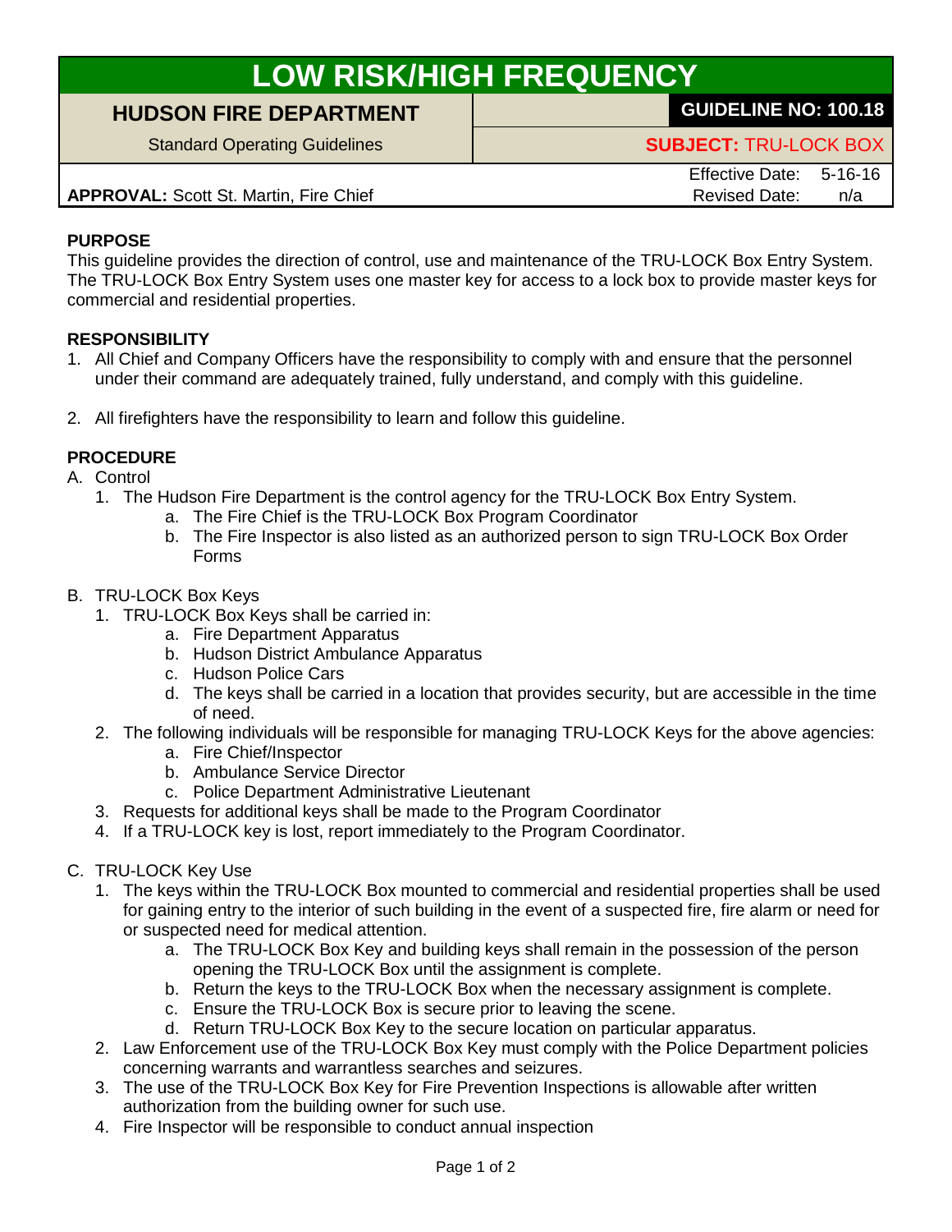# LOW RISK/HIGH FREQUENCY

| HUDSON FIRE DEPARTMENT | GUIDELINE NO: 100.18 |
| --- | --- |
| Standard Operating Guidelines | SUBJECT: TRU-LOCK BOX |
| APPROVAL: Scott St. Martin, Fire Chief | Effective Date: 5-16-16<br>Revised Date: n/a |

**PURPOSE**

This guideline provides the direction of control, use and maintenance of the TRU-LOCK Box Entry System. The TRU-LOCK Box Entry System uses one master key for access to a lock box to provide master keys for commercial and residential properties.

**RESPONSIBILITY**

1. All Chief and Company Officers have the responsibility to comply with and ensure that the personnel under their command are adequately trained, fully understand, and comply with this guideline.

2. All firefighters have the responsibility to learn and follow this guideline.

**PROCEDURE**

A. Control
   1. The Hudson Fire Department is the control agency for the TRU-LOCK Box Entry System.
      a. The Fire Chief is the TRU-LOCK Box Program Coordinator
      b. The Fire Inspector is also listed as an authorized person to sign TRU-LOCK Box Order Forms

B. TRU-LOCK Box Keys
   1. TRU-LOCK Box Keys shall be carried in:
      a. Fire Department Apparatus
      b. Hudson District Ambulance Apparatus
      c. Hudson Police Cars
      d. The keys shall be carried in a location that provides security, but are accessible in the time of need.
   2. The following individuals will be responsible for managing TRU-LOCK Keys for the above agencies:
      a. Fire Chief/Inspector
      b. Ambulance Service Director
      c. Police Department Administrative Lieutenant
   3. Requests for additional keys shall be made to the Program Coordinator
   4. If a TRU-LOCK key is lost, report immediately to the Program Coordinator.

C. TRU-LOCK Key Use
   1. The keys within the TRU-LOCK Box mounted to commercial and residential properties shall be used for gaining entry to the interior of such building in the event of a suspected fire, fire alarm or need for or suspected need for medical attention.
      a. The TRU-LOCK Box Key and building keys shall remain in the possession of the person opening the TRU-LOCK Box until the assignment is complete.
      b. Return the keys to the TRU-LOCK Box when the necessary assignment is complete.
      c. Ensure the TRU-LOCK Box is secure prior to leaving the scene.
      d. Return TRU-LOCK Box Key to the secure location on particular apparatus.
   2. Law Enforcement use of the TRU-LOCK Box Key must comply with the Police Department policies concerning warrants and warrantless searches and seizures.
   3. The use of the TRU-LOCK Box Key for Fire Prevention Inspections is allowable after written authorization from the building owner for such use.
   4. Fire Inspector will be responsible to conduct annual inspection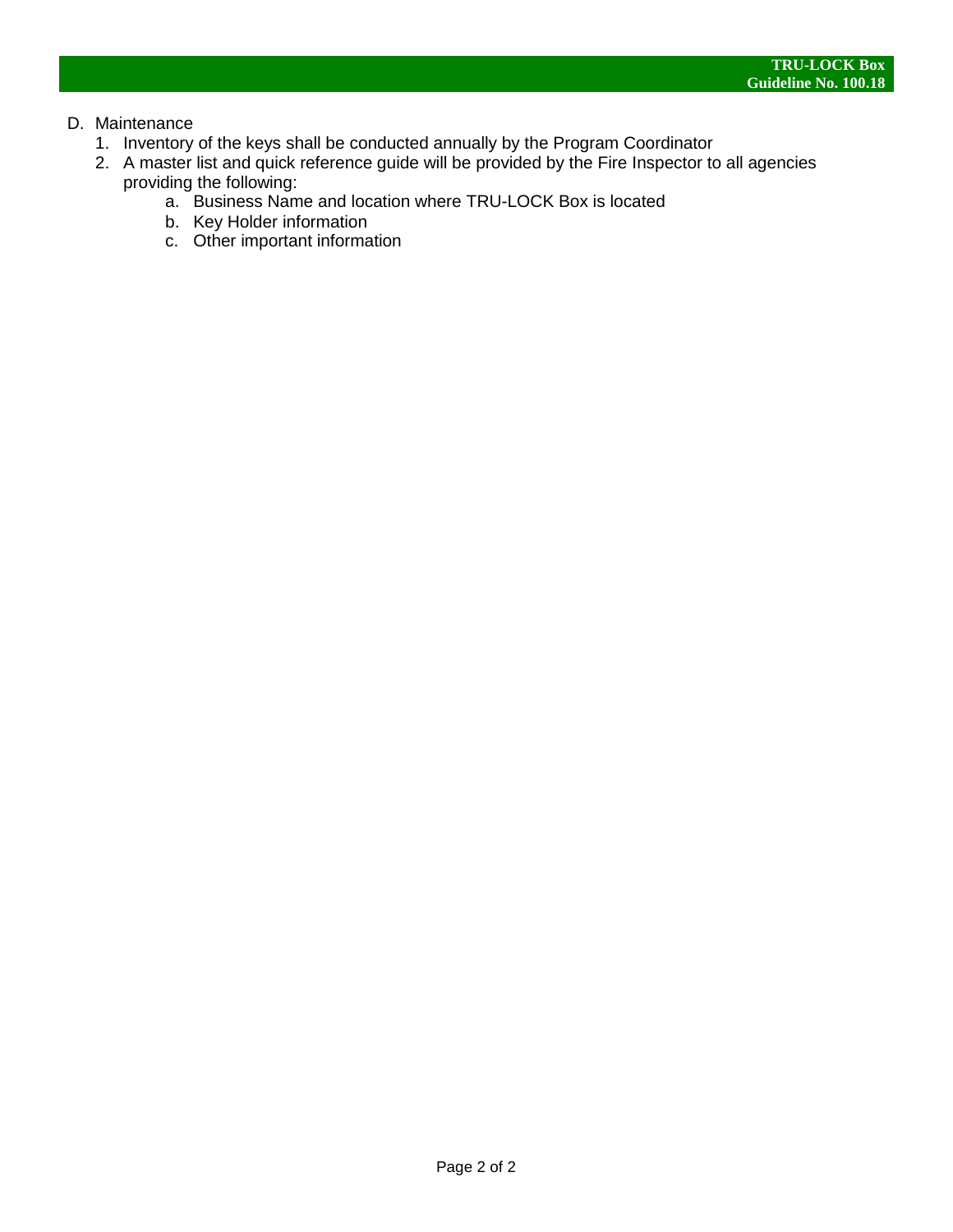D. Maintenance
   1. Inventory of the keys shall be conducted annually by the Program Coordinator
   2. A master list and quick reference guide will be provided by the Fire Inspector to all agencies providing the following:
      a. Business Name and location where TRU-LOCK Box is located
      b. Key Holder information
      c. Other important information